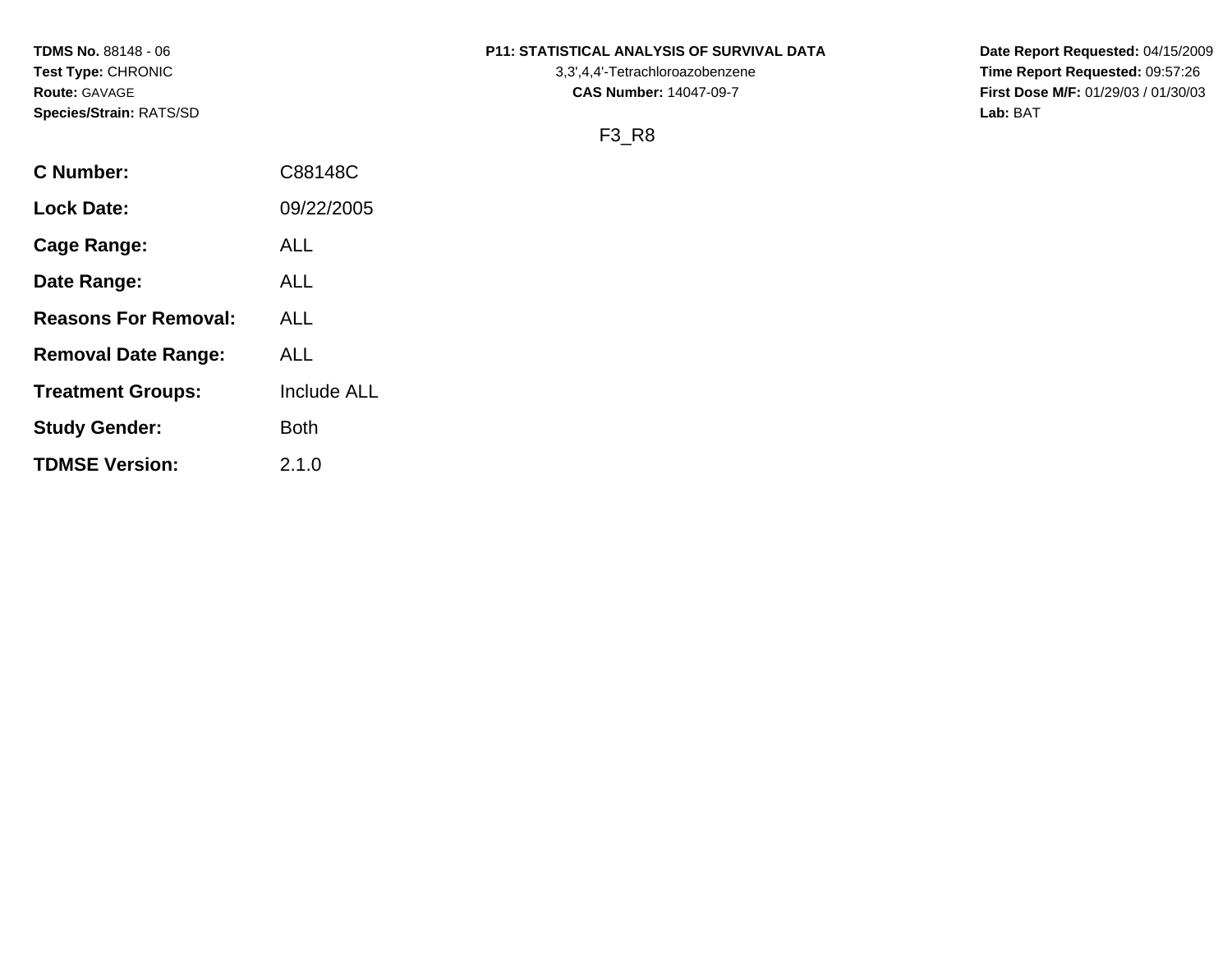**TDMS No.** 88148 - 06
**Test Type:** CHRONIC
**Route:** GAVAGE
**Species/Strain:** RATS/SD

**P11: STATISTICAL ANALYSIS OF SURVIVAL DATA**
3,3',4,4'-Tetrachloroazobenzene
**CAS Number:** 14047-09-7

**Date Report Requested:** 04/15/2009
**Time Report Requested:** 09:57:26
**First Dose M/F:** 01/29/03 / 01/30/03
**Lab:** BAT

F3_R8

| | |
|---|---|
| **C Number:** | C88148C |
| **Lock Date:** | 09/22/2005 |
| **Cage Range:** | ALL |
| **Date Range:** | ALL |
| **Reasons For Removal:** | ALL |
| **Removal Date Range:** | ALL |
| **Treatment Groups:** | Include ALL |
| **Study Gender:** | Both |
| **TDMSE Version:** | 2.1.0 |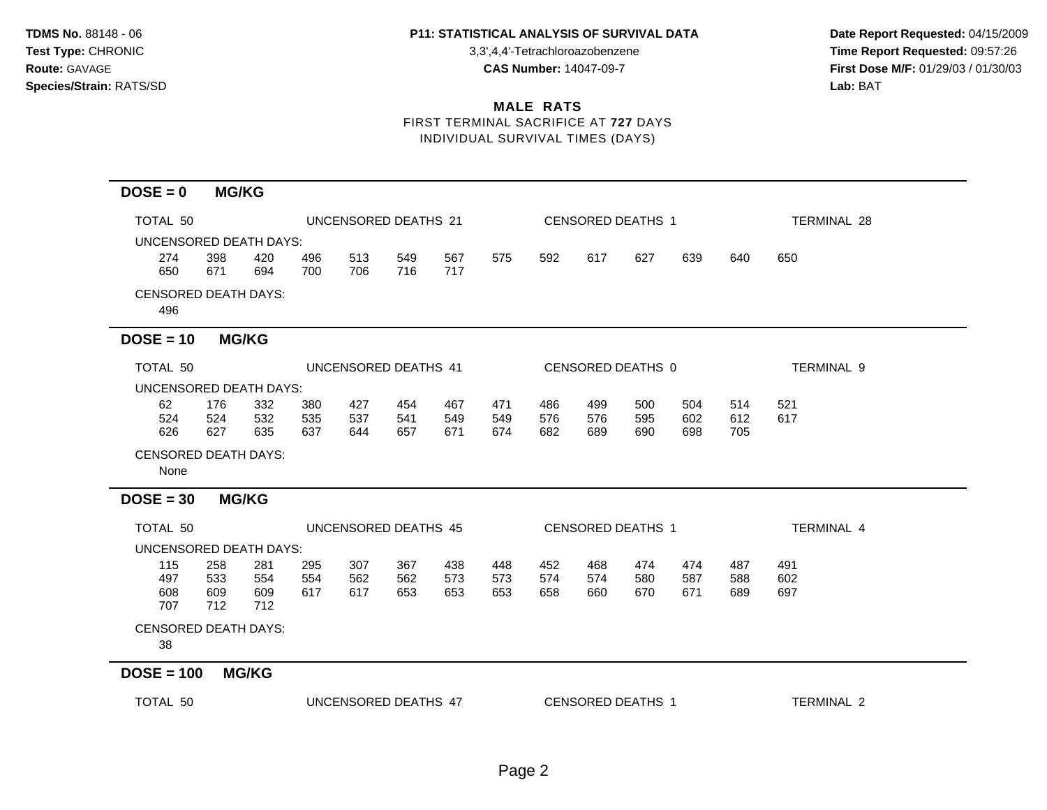**TDMS No.** 88148 - 06
**Test Type:** CHRONIC
**Route:** GAVAGE
**Species/Strain:** RATS/SD

**P11: STATISTICAL ANALYSIS OF SURVIVAL DATA**
3,3',4,4'-Tetrachloroazobenzene
**CAS Number:** 14047-09-7

**Date Report Requested:** 04/15/2009
**Time Report Requested:** 09:57:26
**First Dose M/F:** 01/29/03 / 01/30/03
**Lab:** BAT

## MALE RATS

FIRST TERMINAL SACRIFICE AT **727** DAYS
INDIVIDUAL SURVIVAL TIMES (DAYS)

### DOSE = 0 MG/KG

TOTAL 50 UNCENSORED DEATHS 21 CENSORED DEATHS 1 TERMINAL 28

UNCENSORED DEATH DAYS:

274 398 420 496 513 549 567 575 592 617 627 639 640 650
650 671 694 700 706 716 717

CENSORED DEATH DAYS:

496

### DOSE = 10 MG/KG

TOTAL 50 UNCENSORED DEATHS 41 CENSORED DEATHS 0 TERMINAL 9

UNCENSORED DEATH DAYS:

62 176 332 380 427 454 467 471 486 499 500 504 514 521
524 524 532 535 537 541 549 549 576 576 595 602 612 617
626 627 635 637 644 657 671 674 682 689 690 698 705

CENSORED DEATH DAYS:

None

### DOSE = 30 MG/KG

TOTAL 50 UNCENSORED DEATHS 45 CENSORED DEATHS 1 TERMINAL 4

UNCENSORED DEATH DAYS:

115 258 281 295 307 367 438 448 452 468 474 474 487 491
497 533 554 554 562 562 573 573 574 574 580 587 588 602
608 609 609 617 617 653 653 653 658 660 670 671 689 697
707 712 712

CENSORED DEATH DAYS:

38

### DOSE = 100 MG/KG

TOTAL 50 UNCENSORED DEATHS 47 CENSORED DEATHS 1 TERMINAL 2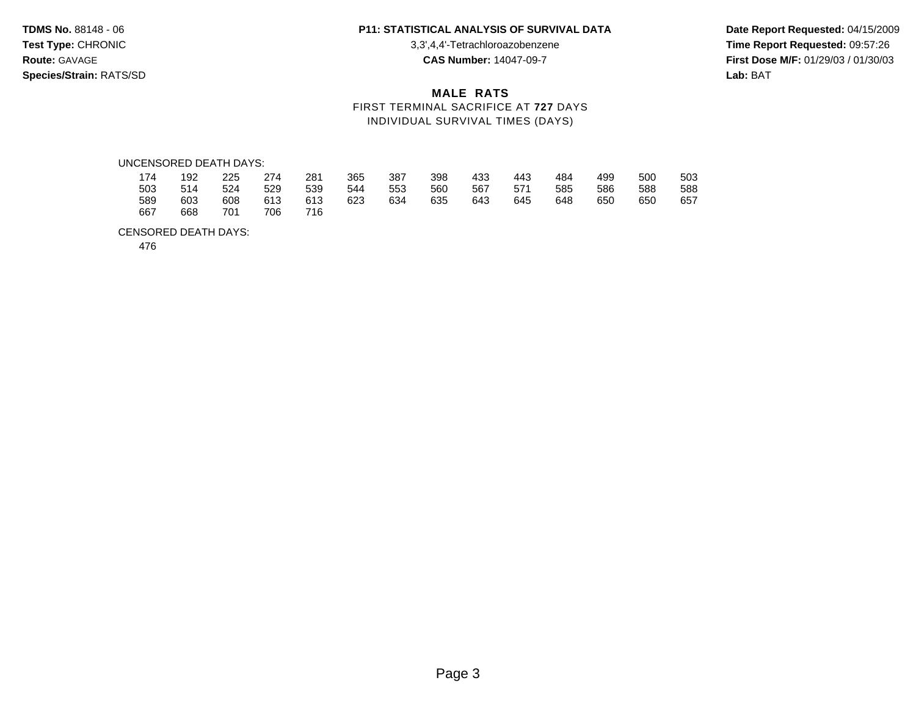**TDMS No.** 88148 - 06
**Test Type:** CHRONIC
**Route:** GAVAGE
**Species/Strain:** RATS/SD

**P11: STATISTICAL ANALYSIS OF SURVIVAL DATA**
3,3',4,4'-Tetrachloroazobenzene
**CAS Number:** 14047-09-7

**Date Report Requested:** 04/15/2009
**Time Report Requested:** 09:57:26
**First Dose M/F:** 01/29/03 / 01/30/03
**Lab:** BAT

## MALE RATS

FIRST TERMINAL SACRIFICE AT **727** DAYS
INDIVIDUAL SURVIVAL TIMES (DAYS)

UNCENSORED DEATH DAYS:

| | | | | | | | | | | | | | |
|---|---|---|---|---|---|---|---|---|---|---|---|---|---|
| 174 | 192 | 225 | 274 | 281 | 365 | 387 | 398 | 433 | 443 | 484 | 499 | 500 | 503 |
| 503 | 514 | 524 | 529 | 539 | 544 | 553 | 560 | 567 | 571 | 585 | 586 | 588 | 588 |
| 589 | 603 | 608 | 613 | 613 | 623 | 634 | 635 | 643 | 645 | 648 | 650 | 650 | 657 |
| 667 | 668 | 701 | 706 | 716 | | | | | | | | | |

CENSORED DEATH DAYS:

476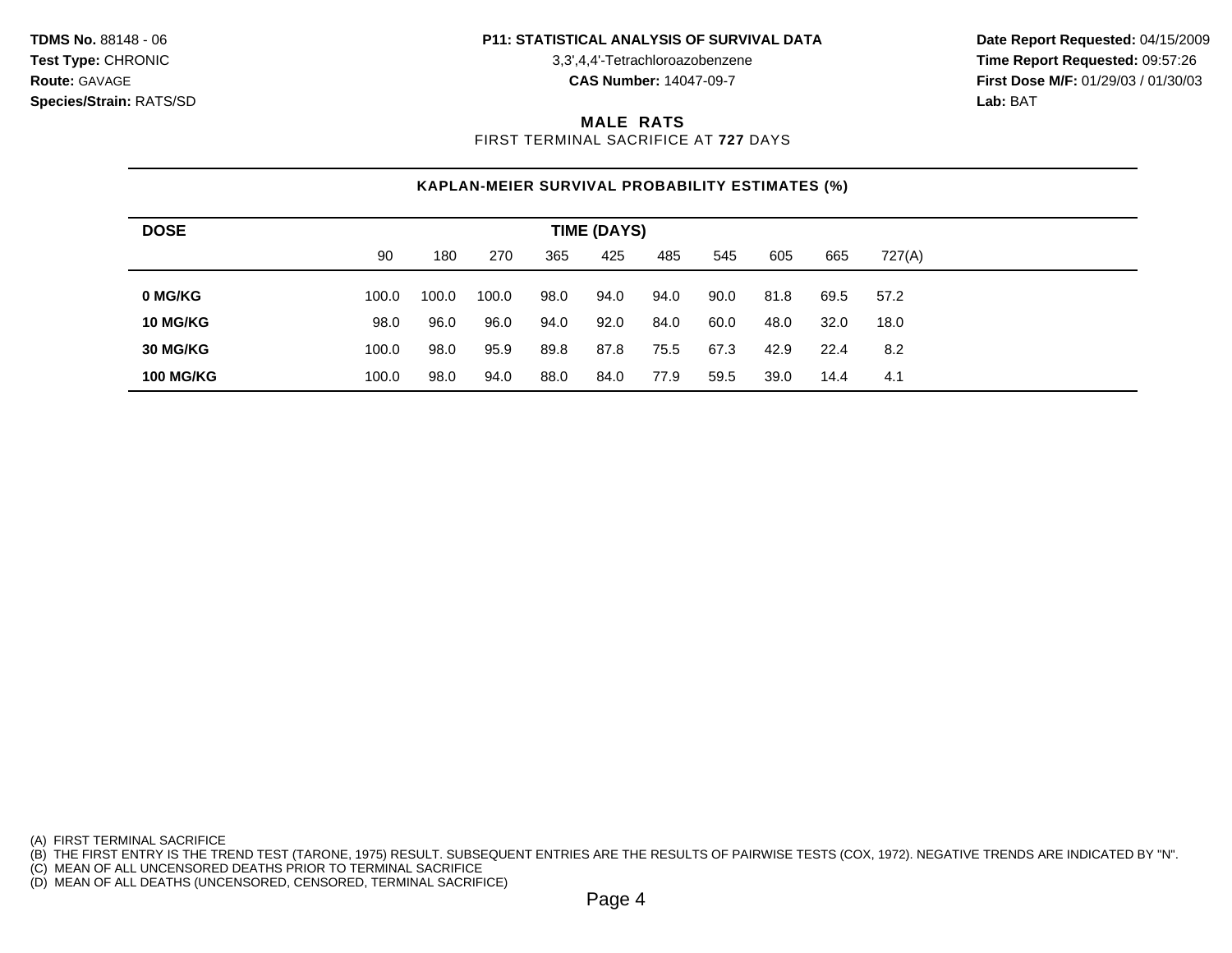**TDMS No.** 88148 - 06
**Test Type:** CHRONIC
**Route:** GAVAGE
**Species/Strain:** RATS/SD

**P11: STATISTICAL ANALYSIS OF SURVIVAL DATA**
3,3',4,4'-Tetrachloroazobenzene
**CAS Number:** 14047-09-7

**Date Report Requested:** 04/15/2009
**Time Report Requested:** 09:57:26
**First Dose M/F:** 01/29/03 / 01/30/03
**Lab:** BAT

## MALE RATS

FIRST TERMINAL SACRIFICE AT **727** DAYS

### KAPLAN-MEIER SURVIVAL PROBABILITY ESTIMATES (%)

| DOSE | TIME (DAYS) | | | | | | | | | |
|---|---|---|---|---|---|---|---|---|---|---|
| | 90 | 180 | 270 | 365 | 425 | 485 | 545 | 605 | 665 | 727(A) |
| **0 MG/KG** | 100.0 | 100.0 | 100.0 | 98.0 | 94.0 | 94.0 | 90.0 | 81.8 | 69.5 | 57.2 |
| **10 MG/KG** | 98.0 | 96.0 | 96.0 | 94.0 | 92.0 | 84.0 | 60.0 | 48.0 | 32.0 | 18.0 |
| **30 MG/KG** | 100.0 | 98.0 | 95.9 | 89.8 | 87.8 | 75.5 | 67.3 | 42.9 | 22.4 | 8.2 |
| **100 MG/KG** | 100.0 | 98.0 | 94.0 | 88.0 | 84.0 | 77.9 | 59.5 | 39.0 | 14.4 | 4.1 |

(A) FIRST TERMINAL SACRIFICE
(B) THE FIRST ENTRY IS THE TREND TEST (TARONE, 1975) RESULT. SUBSEQUENT ENTRIES ARE THE RESULTS OF PAIRWISE TESTS (COX, 1972). NEGATIVE TRENDS ARE INDICATED BY "N".
(C) MEAN OF ALL UNCENSORED DEATHS PRIOR TO TERMINAL SACRIFICE
(D) MEAN OF ALL DEATHS (UNCENSORED, CENSORED, TERMINAL SACRIFICE)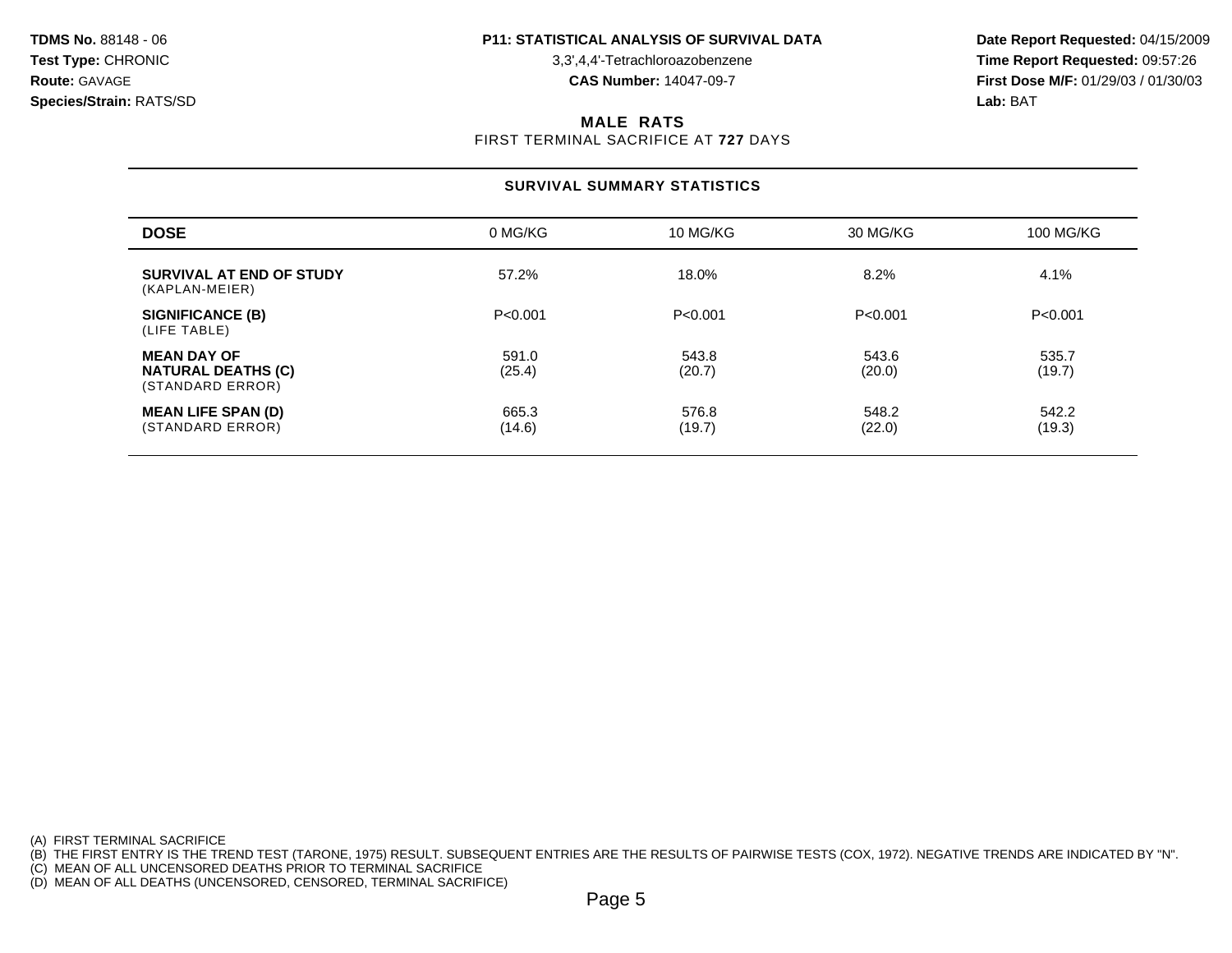**TDMS No.** 88148 - 06
**Test Type:** CHRONIC
**Route:** GAVAGE
**Species/Strain:** RATS/SD

**P11: STATISTICAL ANALYSIS OF SURVIVAL DATA**
3,3',4,4'-Tetrachloroazobenzene
**CAS Number:** 14047-09-7

**Date Report Requested:** 04/15/2009
**Time Report Requested:** 09:57:26
**First Dose M/F:** 01/29/03 / 01/30/03
**Lab:** BAT

## MALE RATS

FIRST TERMINAL SACRIFICE AT **727** DAYS

### SURVIVAL SUMMARY STATISTICS

| **DOSE** | 0 MG/KG | 10 MG/KG | 30 MG/KG | 100 MG/KG |
|---|---|---|---|---|
| **SURVIVAL AT END OF STUDY** (KAPLAN-MEIER) | 57.2% | 18.0% | 8.2% | 4.1% |
| **SIGNIFICANCE (B)** (LIFE TABLE) | P<0.001 | P<0.001 | P<0.001 | P<0.001 |
| **MEAN DAY OF NATURAL DEATHS (C)** (STANDARD ERROR) | 591.0 (25.4) | 543.8 (20.7) | 543.6 (20.0) | 535.7 (19.7) |
| **MEAN LIFE SPAN (D)** (STANDARD ERROR) | 665.3 (14.6) | 576.8 (19.7) | 548.2 (22.0) | 542.2 (19.3) |

(A) FIRST TERMINAL SACRIFICE
(B) THE FIRST ENTRY IS THE TREND TEST (TARONE, 1975) RESULT. SUBSEQUENT ENTRIES ARE THE RESULTS OF PAIRWISE TESTS (COX, 1972). NEGATIVE TRENDS ARE INDICATED BY "N".
(C) MEAN OF ALL UNCENSORED DEATHS PRIOR TO TERMINAL SACRIFICE
(D) MEAN OF ALL DEATHS (UNCENSORED, CENSORED, TERMINAL SACRIFICE)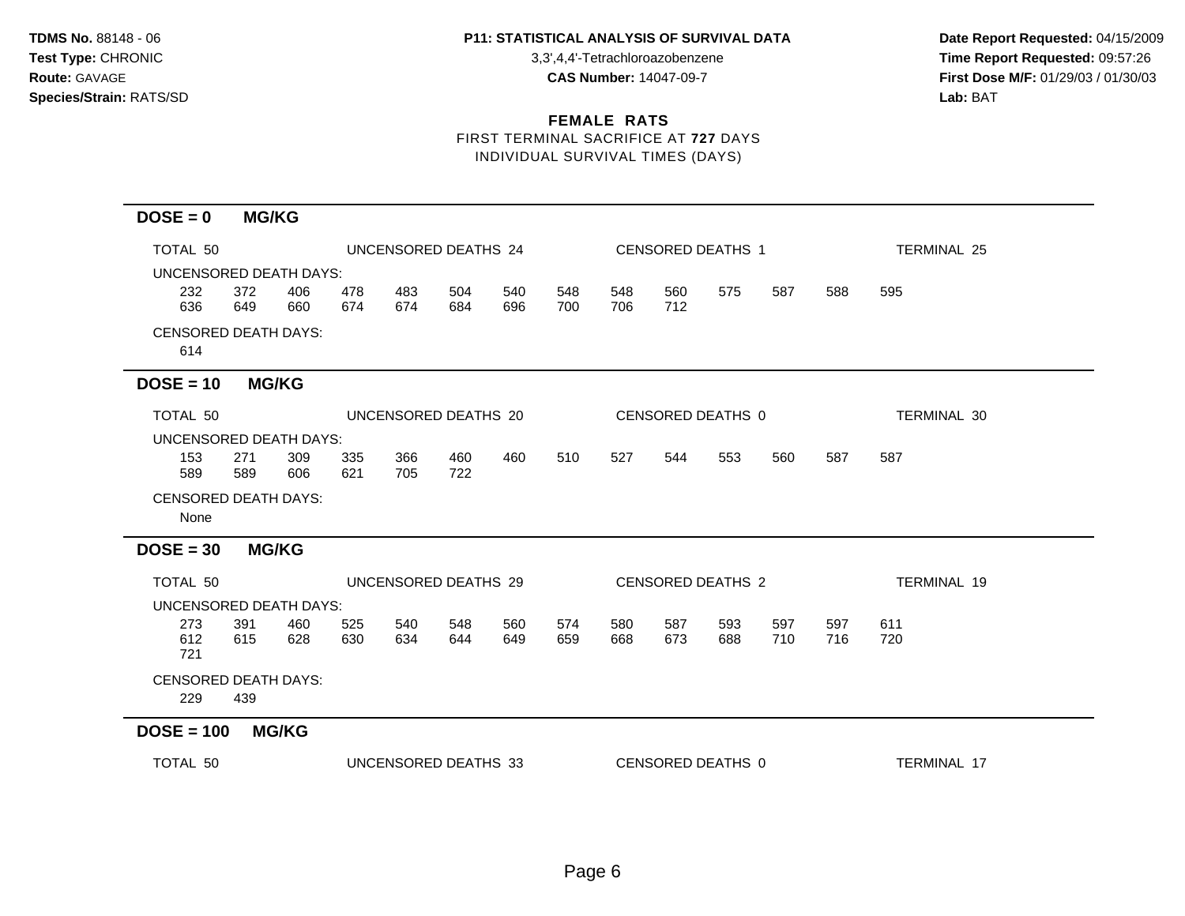**TDMS No.** 88148 - 06
**Test Type:** CHRONIC
**Route:** GAVAGE
**Species/Strain:** RATS/SD

**P11: STATISTICAL ANALYSIS OF SURVIVAL DATA**
3,3',4,4'-Tetrachloroazobenzene
**CAS Number:** 14047-09-7

**Date Report Requested:** 04/15/2009
**Time Report Requested:** 09:57:26
**First Dose M/F:** 01/29/03 / 01/30/03
**Lab:** BAT

## FEMALE RATS

FIRST TERMINAL SACRIFICE AT **727** DAYS
INDIVIDUAL SURVIVAL TIMES (DAYS)

### DOSE = 0 MG/KG

TOTAL 50 | UNCENSORED DEATHS 24 | CENSORED DEATHS 1 | TERMINAL 25

UNCENSORED DEATH DAYS:

232 372 406 478 483 504 540 548 548 560 575 587 588 595
636 649 660 674 674 684 696 700 706 712

CENSORED DEATH DAYS:

614

### DOSE = 10 MG/KG

TOTAL 50 | UNCENSORED DEATHS 20 | CENSORED DEATHS 0 | TERMINAL 30

UNCENSORED DEATH DAYS:

153 271 309 335 366 460 460 510 527 544 553 560 587 587
589 589 606 621 705 722

CENSORED DEATH DAYS:

None

### DOSE = 30 MG/KG

TOTAL 50 | UNCENSORED DEATHS 29 | CENSORED DEATHS 2 | TERMINAL 19

UNCENSORED DEATH DAYS:

273 391 460 525 540 548 560 574 580 587 593 597 597 611
612 615 628 630 634 644 649 659 668 673 688 710 716 720
721

CENSORED DEATH DAYS:

229 439

### DOSE = 100 MG/KG

TOTAL 50 | UNCENSORED DEATHS 33 | CENSORED DEATHS 0 | TERMINAL 17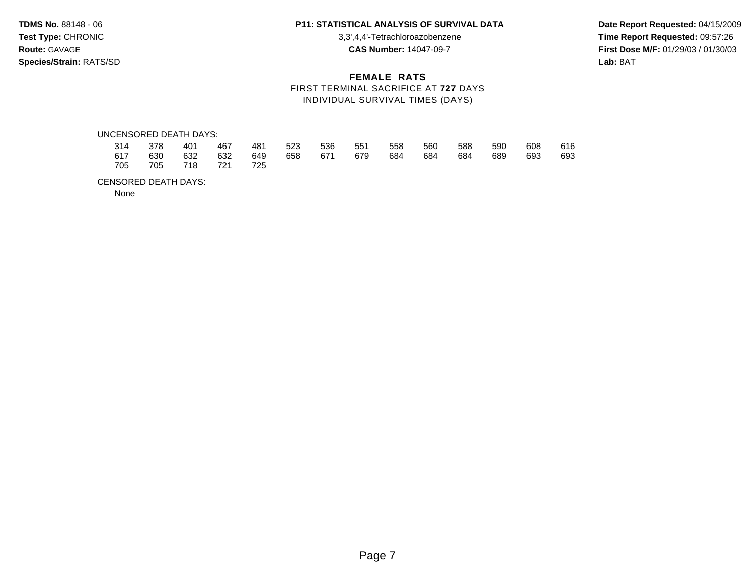**TDMS No.** 88148 - 06
**Test Type:** CHRONIC
**Route:** GAVAGE
**Species/Strain:** RATS/SD

**P11: STATISTICAL ANALYSIS OF SURVIVAL DATA**
3,3',4,4'-Tetrachloroazobenzene
**CAS Number:** 14047-09-7

**Date Report Requested:** 04/15/2009
**Time Report Requested:** 09:57:26
**First Dose M/F:** 01/29/03 / 01/30/03
**Lab:** BAT

## FEMALE RATS

FIRST TERMINAL SACRIFICE AT **727** DAYS
INDIVIDUAL SURVIVAL TIMES (DAYS)

UNCENSORED DEATH DAYS:

| | | | | | | | | | | | | | |
|---|---|---|---|---|---|---|---|---|---|---|---|---|---|
| 314 | 378 | 401 | 467 | 481 | 523 | 536 | 551 | 558 | 560 | 588 | 590 | 608 | 616 |
| 617 | 630 | 632 | 632 | 649 | 658 | 671 | 679 | 684 | 684 | 684 | 689 | 693 | 693 |
| 705 | 705 | 718 | 721 | 725 | | | | | | | | | |

CENSORED DEATH DAYS:

None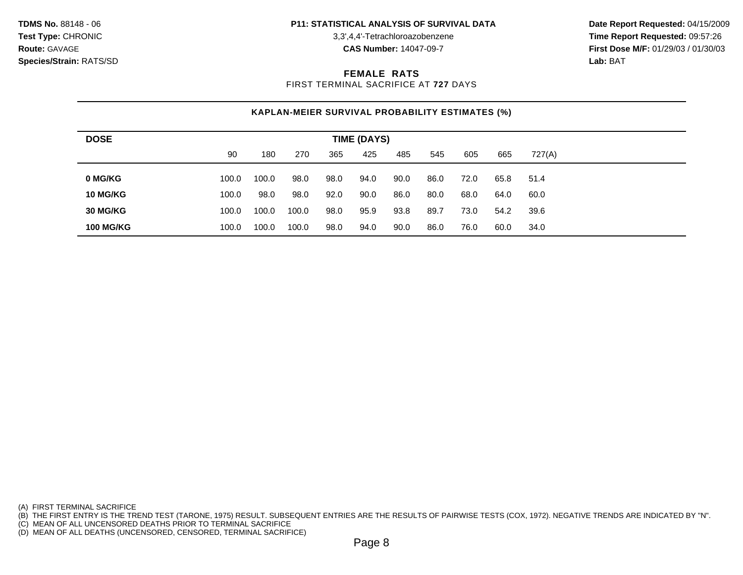**TDMS No.** 88148 - 06
**Test Type:** CHRONIC
**Route:** GAVAGE
**Species/Strain:** RATS/SD

**P11: STATISTICAL ANALYSIS OF SURVIVAL DATA**
3,3',4,4'-Tetrachloroazobenzene
**CAS Number:** 14047-09-7

**Date Report Requested:** 04/15/2009
**Time Report Requested:** 09:57:26
**First Dose M/F:** 01/29/03 / 01/30/03
**Lab:** BAT

## FEMALE RATS

FIRST TERMINAL SACRIFICE AT **727** DAYS

### KAPLAN-MEIER SURVIVAL PROBABILITY ESTIMATES (%)

| DOSE | TIME (DAYS) | | | | | | | | | |
|---|---|---|---|---|---|---|---|---|---|---|
| | 90 | 180 | 270 | 365 | 425 | 485 | 545 | 605 | 665 | 727(A) |
| **0 MG/KG** | 100.0 | 100.0 | 98.0 | 98.0 | 94.0 | 90.0 | 86.0 | 72.0 | 65.8 | 51.4 |
| **10 MG/KG** | 100.0 | 98.0 | 98.0 | 92.0 | 90.0 | 86.0 | 80.0 | 68.0 | 64.0 | 60.0 |
| **30 MG/KG** | 100.0 | 100.0 | 100.0 | 98.0 | 95.9 | 93.8 | 89.7 | 73.0 | 54.2 | 39.6 |
| **100 MG/KG** | 100.0 | 100.0 | 100.0 | 98.0 | 94.0 | 90.0 | 86.0 | 76.0 | 60.0 | 34.0 |

(A) FIRST TERMINAL SACRIFICE
(B) THE FIRST ENTRY IS THE TREND TEST (TARONE, 1975) RESULT. SUBSEQUENT ENTRIES ARE THE RESULTS OF PAIRWISE TESTS (COX, 1972). NEGATIVE TRENDS ARE INDICATED BY "N".
(C) MEAN OF ALL UNCENSORED DEATHS PRIOR TO TERMINAL SACRIFICE
(D) MEAN OF ALL DEATHS (UNCENSORED, CENSORED, TERMINAL SACRIFICE)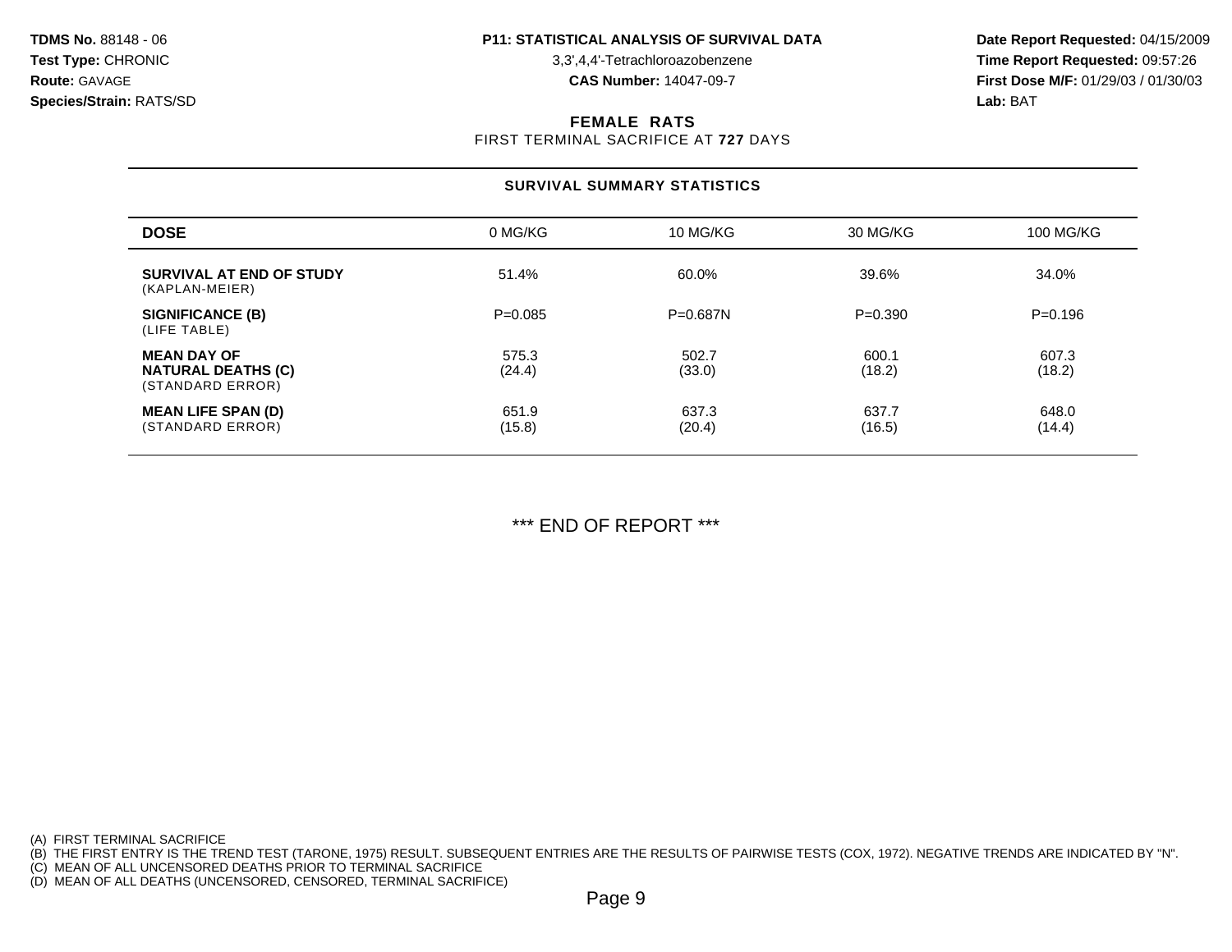**TDMS No.** 88148 - 06
**Test Type:** CHRONIC
**Route:** GAVAGE
**Species/Strain:** RATS/SD

**P11: STATISTICAL ANALYSIS OF SURVIVAL DATA**
3,3',4,4'-Tetrachloroazobenzene
**CAS Number:** 14047-09-7

**Date Report Requested:** 04/15/2009
**Time Report Requested:** 09:57:26
**First Dose M/F:** 01/29/03 / 01/30/03
**Lab:** BAT

## FEMALE RATS

FIRST TERMINAL SACRIFICE AT **727** DAYS

### SURVIVAL SUMMARY STATISTICS

| DOSE | 0 MG/KG | 10 MG/KG | 30 MG/KG | 100 MG/KG |
|---|---|---|---|---|
| **SURVIVAL AT END OF STUDY** (KAPLAN-MEIER) | 51.4% | 60.0% | 39.6% | 34.0% |
| **SIGNIFICANCE (B)** (LIFE TABLE) | P=0.085 | P=0.687N | P=0.390 | P=0.196 |
| **MEAN DAY OF NATURAL DEATHS (C)** (STANDARD ERROR) | 575.3 (24.4) | 502.7 (33.0) | 600.1 (18.2) | 607.3 (18.2) |
| **MEAN LIFE SPAN (D)** (STANDARD ERROR) | 651.9 (15.8) | 637.3 (20.4) | 637.7 (16.5) | 648.0 (14.4) |

\*\*\* END OF REPORT \*\*\*

(A) FIRST TERMINAL SACRIFICE
(B) THE FIRST ENTRY IS THE TREND TEST (TARONE, 1975) RESULT. SUBSEQUENT ENTRIES ARE THE RESULTS OF PAIRWISE TESTS (COX, 1972). NEGATIVE TRENDS ARE INDICATED BY "N".
(C) MEAN OF ALL UNCENSORED DEATHS PRIOR TO TERMINAL SACRIFICE
(D) MEAN OF ALL DEATHS (UNCENSORED, CENSORED, TERMINAL SACRIFICE)